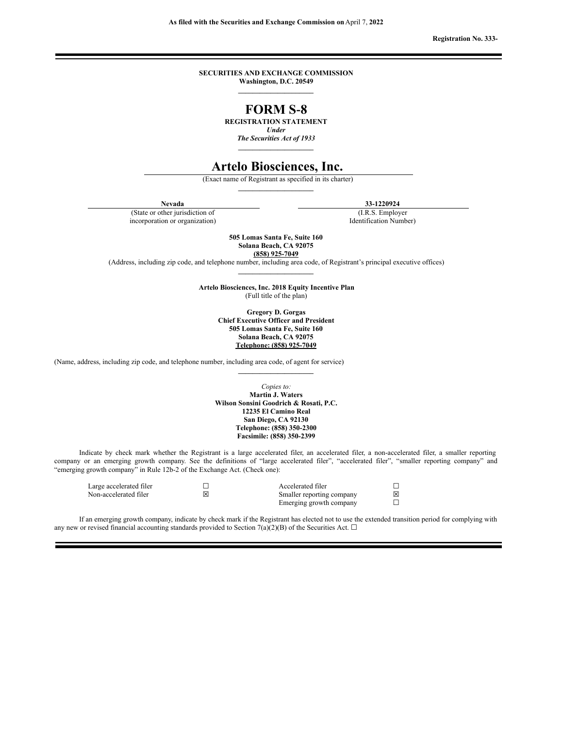**As filed with the Securities and Exchange Commission on** April 7, **2022**

**Registration No. 333-**

**SECURITIES AND EXCHANGE COMMISSION**
**Washington, D.C. 20549**

# FORM S-8

**REGISTRATION STATEMENT**
***Under***
***The Securities Act of 1933***

# Artelo Biosciences, Inc.

(Exact name of Registrant as specified in its charter)

| **Nevada** | **33-1220924** |
|---|---|
| (State or other jurisdiction of incorporation or organization) | (I.R.S. Employer Identification Number) |

**505 Lomas Santa Fe, Suite 160**
**Solana Beach, CA 92075**
**(858) 925-7049**
(Address, including zip code, and telephone number, including area code, of Registrant's principal executive offices)

**Artelo Biosciences, Inc. 2018 Equity Incentive Plan**
(Full title of the plan)

**Gregory D. Gorgas**
**Chief Executive Officer and President**
**505 Lomas Santa Fe, Suite 160**
**Solana Beach, CA 92075**
**Telephone: (858) 925-7049**

(Name, address, including zip code, and telephone number, including area code, of agent for service)

*Copies to:*
**Martin J. Waters**
**Wilson Sonsini Goodrich & Rosati, P.C.**
**12235 El Camino Real**
**San Diego, CA 92130**
**Telephone: (858) 350-2300**
**Facsimile: (858) 350-2399**

Indicate by check mark whether the Registrant is a large accelerated filer, an accelerated filer, a non-accelerated filer, a smaller reporting company or an emerging growth company. See the definitions of "large accelerated filer", "accelerated filer", "smaller reporting company" and "emerging growth company" in Rule 12b-2 of the Exchange Act. (Check one):

| | | | |
|---|---|---|---|
| Large accelerated filer | ☐ | Accelerated filer | ☐ |
| Non-accelerated filer | ☒ | Smaller reporting company | ☒ |
| | | Emerging growth company | ☐ |

If an emerging growth company, indicate by check mark if the Registrant has elected not to use the extended transition period for complying with any new or revised financial accounting standards provided to Section 7(a)(2)(B) of the Securities Act. ☐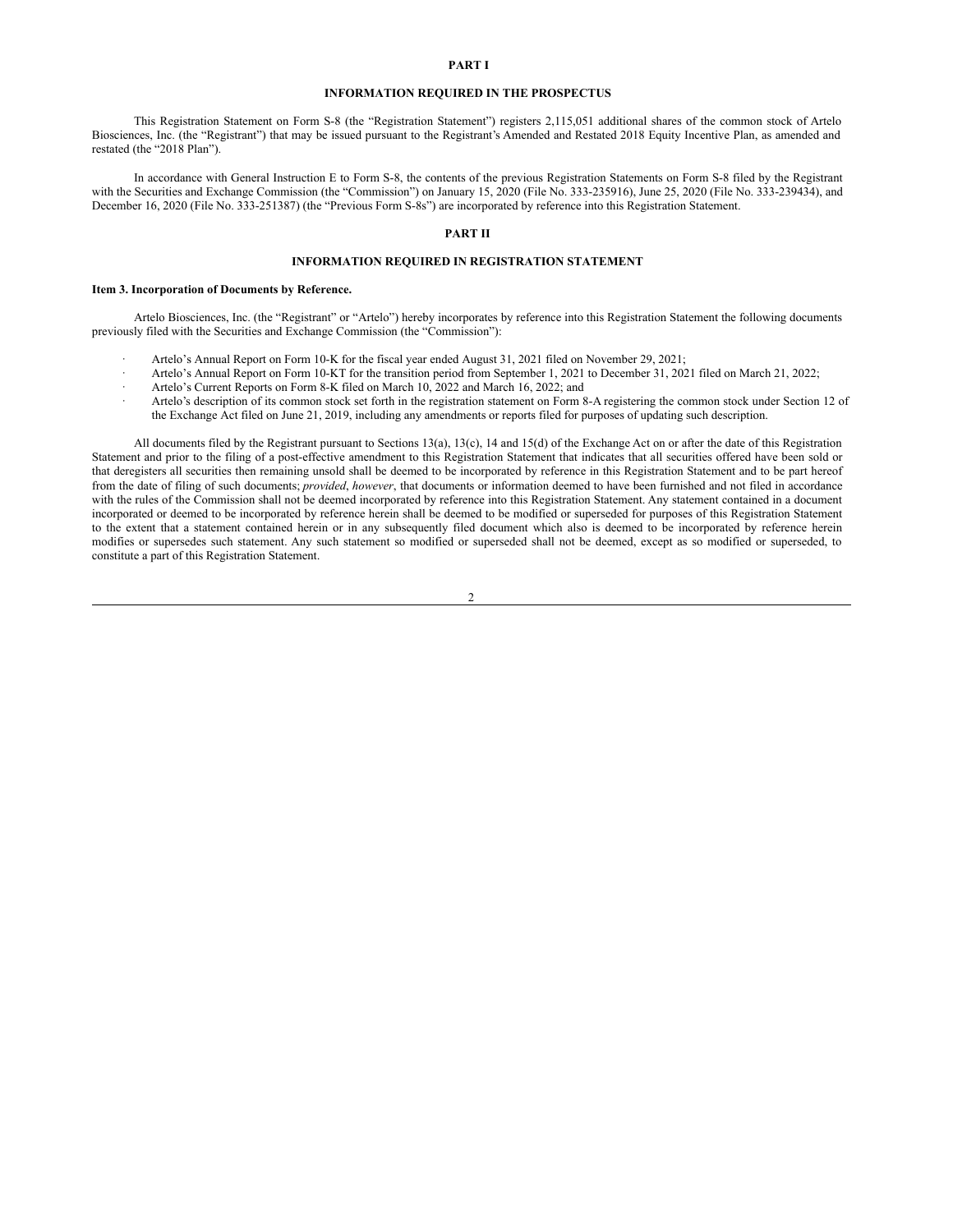## PART I

## INFORMATION REQUIRED IN THE PROSPECTUS

This Registration Statement on Form S-8 (the "Registration Statement") registers 2,115,051 additional shares of the common stock of Artelo Biosciences, Inc. (the "Registrant") that may be issued pursuant to the Registrant's Amended and Restated 2018 Equity Incentive Plan, as amended and restated (the "2018 Plan").

In accordance with General Instruction E to Form S-8, the contents of the previous Registration Statements on Form S-8 filed by the Registrant with the Securities and Exchange Commission (the "Commission") on January 15, 2020 (File No. 333-235916), June 25, 2020 (File No. 333-239434), and December 16, 2020 (File No. 333-251387) (the "Previous Form S-8s") are incorporated by reference into this Registration Statement.

## PART II

## INFORMATION REQUIRED IN REGISTRATION STATEMENT

**Item 3. Incorporation of Documents by Reference.**

Artelo Biosciences, Inc. (the "Registrant" or "Artelo") hereby incorporates by reference into this Registration Statement the following documents previously filed with the Securities and Exchange Commission (the "Commission"):

- Artelo's Annual Report on Form 10-K for the fiscal year ended August 31, 2021 filed on November 29, 2021;
- Artelo's Annual Report on Form 10-KT for the transition period from September 1, 2021 to December 31, 2021 filed on March 21, 2022;
- Artelo's Current Reports on Form 8-K filed on March 10, 2022 and March 16, 2022; and
- Artelo's description of its common stock set forth in the registration statement on Form 8-A registering the common stock under Section 12 of the Exchange Act filed on June 21, 2019, including any amendments or reports filed for purposes of updating such description.

All documents filed by the Registrant pursuant to Sections 13(a), 13(c), 14 and 15(d) of the Exchange Act on or after the date of this Registration Statement and prior to the filing of a post-effective amendment to this Registration Statement that indicates that all securities offered have been sold or that deregisters all securities then remaining unsold shall be deemed to be incorporated by reference in this Registration Statement and to be part hereof from the date of filing of such documents; *provided*, *however*, that documents or information deemed to have been furnished and not filed in accordance with the rules of the Commission shall not be deemed incorporated by reference into this Registration Statement. Any statement contained in a document incorporated or deemed to be incorporated by reference herein shall be deemed to be modified or superseded for purposes of this Registration Statement to the extent that a statement contained herein or in any subsequently filed document which also is deemed to be incorporated by reference herein modifies or supersedes such statement. Any such statement so modified or superseded shall not be deemed, except as so modified or superseded, to constitute a part of this Registration Statement.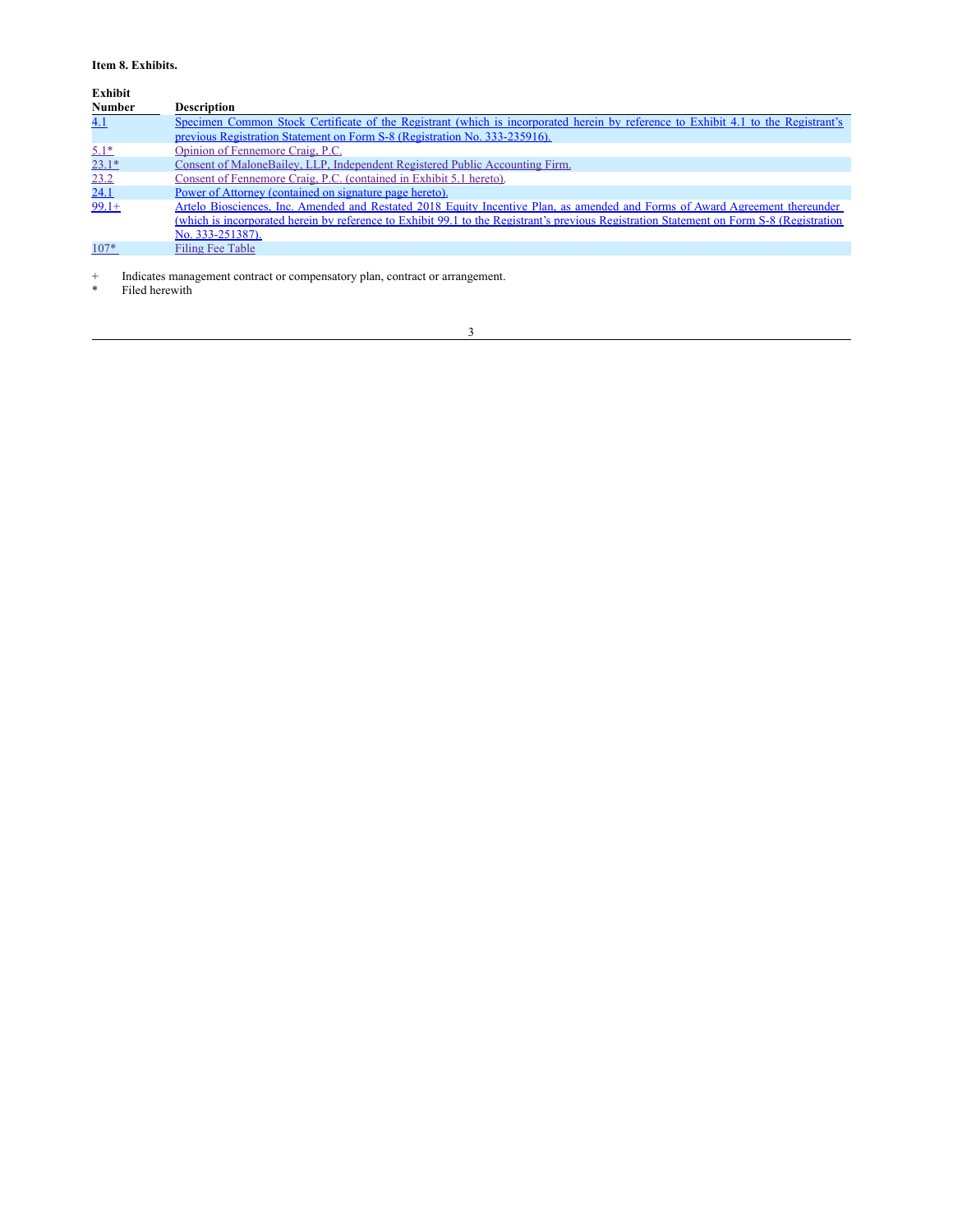**Item 8. Exhibits.**

| Exhibit Number | Description |
| --- | --- |
| 4.1 | Specimen Common Stock Certificate of the Registrant (which is incorporated herein by reference to Exhibit 4.1 to the Registrant's previous Registration Statement on Form S-8 (Registration No. 333-235916). |
| 5.1* | Opinion of Fennemore Craig, P.C. |
| 23.1* | Consent of MaloneBailey, LLP, Independent Registered Public Accounting Firm. |
| 23.2 | Consent of Fennemore Craig, P.C. (contained in Exhibit 5.1 hereto). |
| 24.1 | Power of Attorney (contained on signature page hereto). |
| 99.1+ | Artelo Biosciences, Inc. Amended and Restated 2018 Equity Incentive Plan, as amended and Forms of Award Agreement thereunder (which is incorporated herein by reference to Exhibit 99.1 to the Registrant's previous Registration Statement on Form S-8 (Registration No. 333-251387). |
| 107* | Filing Fee Table |

+ Indicates management contract or compensatory plan, contract or arrangement.

* Filed herewith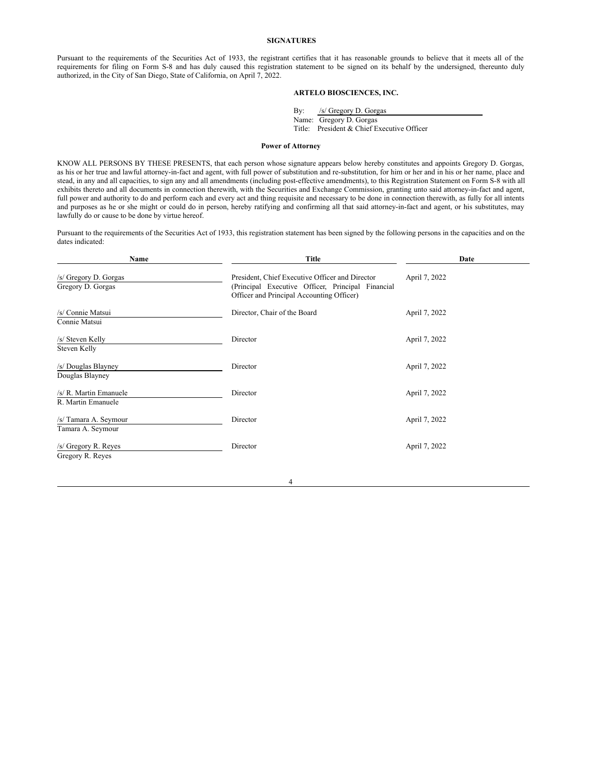## SIGNATURES

Pursuant to the requirements of the Securities Act of 1933, the registrant certifies that it has reasonable grounds to believe that it meets all of the requirements for filing on Form S-8 and has duly caused this registration statement to be signed on its behalf by the undersigned, thereunto duly authorized, in the City of San Diego, State of California, on April 7, 2022.

**ARTELO BIOSCIENCES, INC.**

By: /s/ Gregory D. Gorgas
Name: Gregory D. Gorgas
Title: President & Chief Executive Officer

### Power of Attorney

KNOW ALL PERSONS BY THESE PRESENTS, that each person whose signature appears below hereby constitutes and appoints Gregory D. Gorgas, as his or her true and lawful attorney-in-fact and agent, with full power of substitution and re-substitution, for him or her and in his or her name, place and stead, in any and all capacities, to sign any and all amendments (including post-effective amendments), to this Registration Statement on Form S-8 with all exhibits thereto and all documents in connection therewith, with the Securities and Exchange Commission, granting unto said attorney-in-fact and agent, full power and authority to do and perform each and every act and thing requisite and necessary to be done in connection therewith, as fully for all intents and purposes as he or she might or could do in person, hereby ratifying and confirming all that said attorney-in-fact and agent, or his substitutes, may lawfully do or cause to be done by virtue hereof.

Pursuant to the requirements of the Securities Act of 1933, this registration statement has been signed by the following persons in the capacities and on the dates indicated:

| Name | Title | Date |
|---|---|---|
| /s/ Gregory D. Gorgas<br>Gregory D. Gorgas | President, Chief Executive Officer and Director (Principal Executive Officer, Principal Financial Officer and Principal Accounting Officer) | April 7, 2022 |
| /s/ Connie Matsui<br>Connie Matsui | Director, Chair of the Board | April 7, 2022 |
| /s/ Steven Kelly<br>Steven Kelly | Director | April 7, 2022 |
| /s/ Douglas Blayney<br>Douglas Blayney | Director | April 7, 2022 |
| /s/ R. Martin Emanuele<br>R. Martin Emanuele | Director | April 7, 2022 |
| /s/ Tamara A. Seymour<br>Tamara A. Seymour | Director | April 7, 2022 |
| /s/ Gregory R. Reyes<br>Gregory R. Reyes | Director | April 7, 2022 |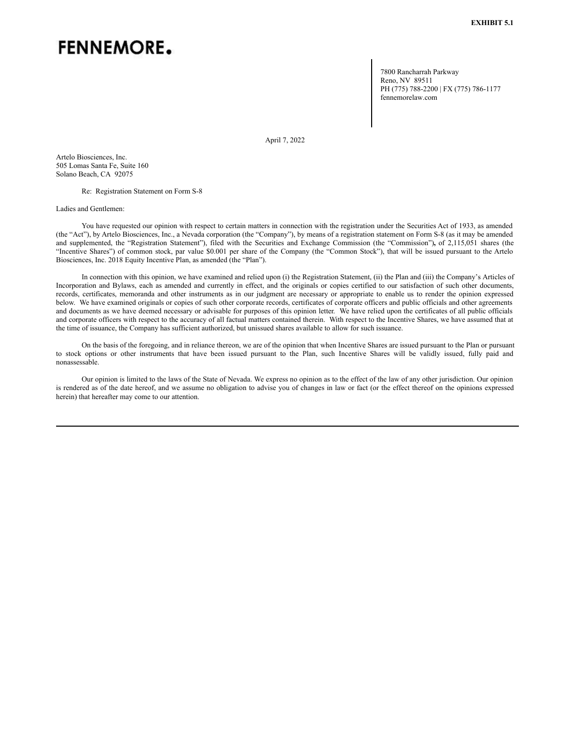**EXHIBIT 5.1**

**FENNEMORE.**

7800 Rancharrah Parkway
Reno, NV 89511
PH (775) 788-2200 | FX (775) 786-1177
fennemorelaw.com

April 7, 2022

Artelo Biosciences, Inc.
505 Lomas Santa Fe, Suite 160
Solano Beach, CA 92075

Re: Registration Statement on Form S-8

Ladies and Gentlemen:

You have requested our opinion with respect to certain matters in connection with the registration under the Securities Act of 1933, as amended (the "Act"), by Artelo Biosciences, Inc., a Nevada corporation (the "Company"), by means of a registration statement on Form S-8 (as it may be amended and supplemented, the "Registration Statement"), filed with the Securities and Exchange Commission (the "Commission")**,** of 2,115,051 shares (the "Incentive Shares") of common stock, par value $0.001 per share of the Company (the "Common Stock"), that will be issued pursuant to the Artelo Biosciences, Inc. 2018 Equity Incentive Plan, as amended (the "Plan").

In connection with this opinion, we have examined and relied upon (i) the Registration Statement, (ii) the Plan and (iii) the Company's Articles of Incorporation and Bylaws, each as amended and currently in effect, and the originals or copies certified to our satisfaction of such other documents, records, certificates, memoranda and other instruments as in our judgment are necessary or appropriate to enable us to render the opinion expressed below. We have examined originals or copies of such other corporate records, certificates of corporate officers and public officials and other agreements and documents as we have deemed necessary or advisable for purposes of this opinion letter. We have relied upon the certificates of all public officials and corporate officers with respect to the accuracy of all factual matters contained therein. With respect to the Incentive Shares, we have assumed that at the time of issuance, the Company has sufficient authorized, but unissued shares available to allow for such issuance.

On the basis of the foregoing, and in reliance thereon, we are of the opinion that when Incentive Shares are issued pursuant to the Plan or pursuant to stock options or other instruments that have been issued pursuant to the Plan, such Incentive Shares will be validly issued, fully paid and nonassessable.

Our opinion is limited to the laws of the State of Nevada. We express no opinion as to the effect of the law of any other jurisdiction. Our opinion is rendered as of the date hereof, and we assume no obligation to advise you of changes in law or fact (or the effect thereof on the opinions expressed herein) that hereafter may come to our attention.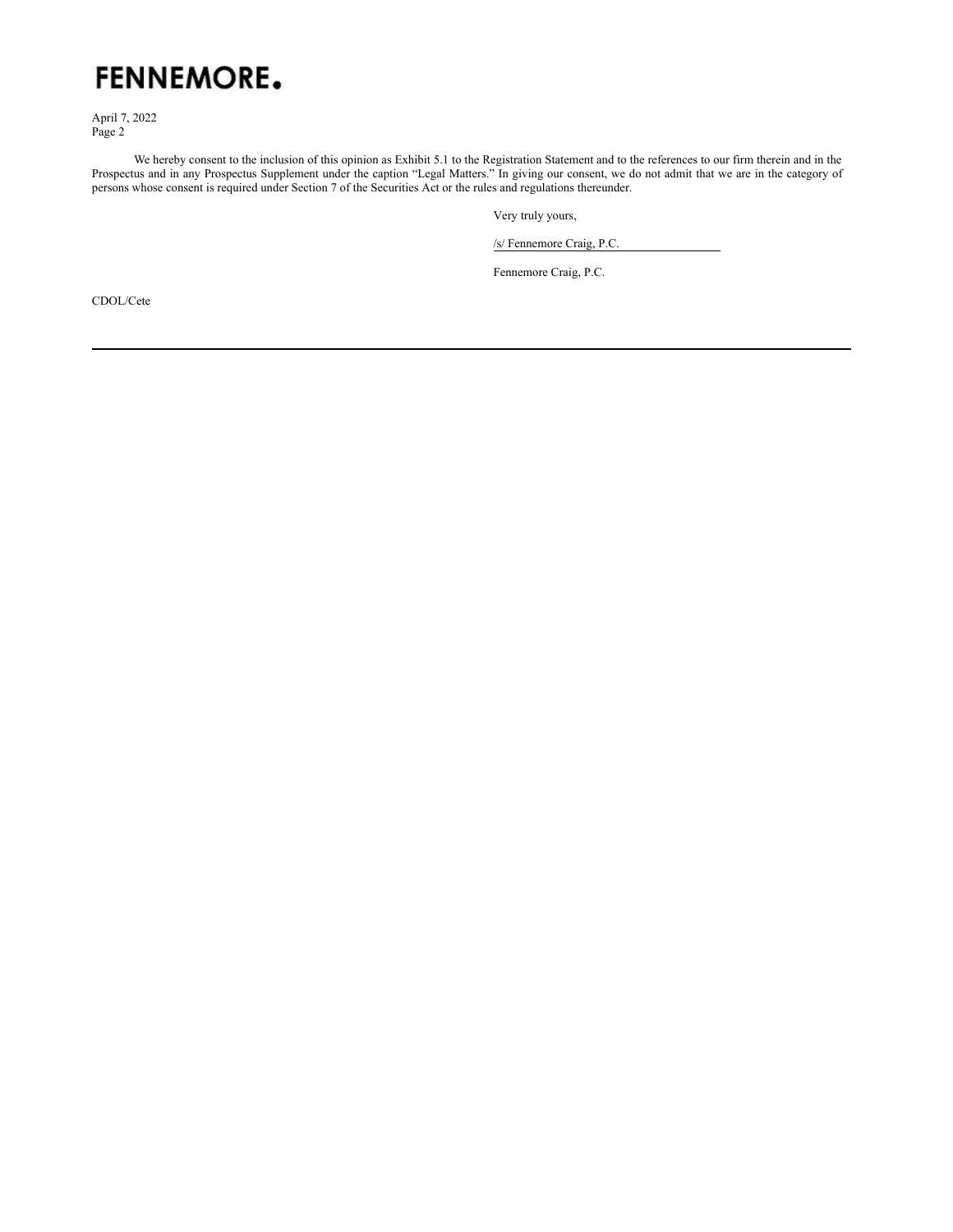April 7, 2022

We hereby consent to the inclusion of this opinion as Exhibit 5.1 to the Registration Statement and to the references to our firm therein and in the Prospectus and in any Prospectus Supplement under the caption "Legal Matters." In giving our consent, we do not admit that we are in the category of persons whose consent is required under Section 7 of the Securities Act or the rules and regulations thereunder.

Very truly yours,

/s/ Fennemore Craig, P.C.

Fennemore Craig, P.C.

CDOL/Cete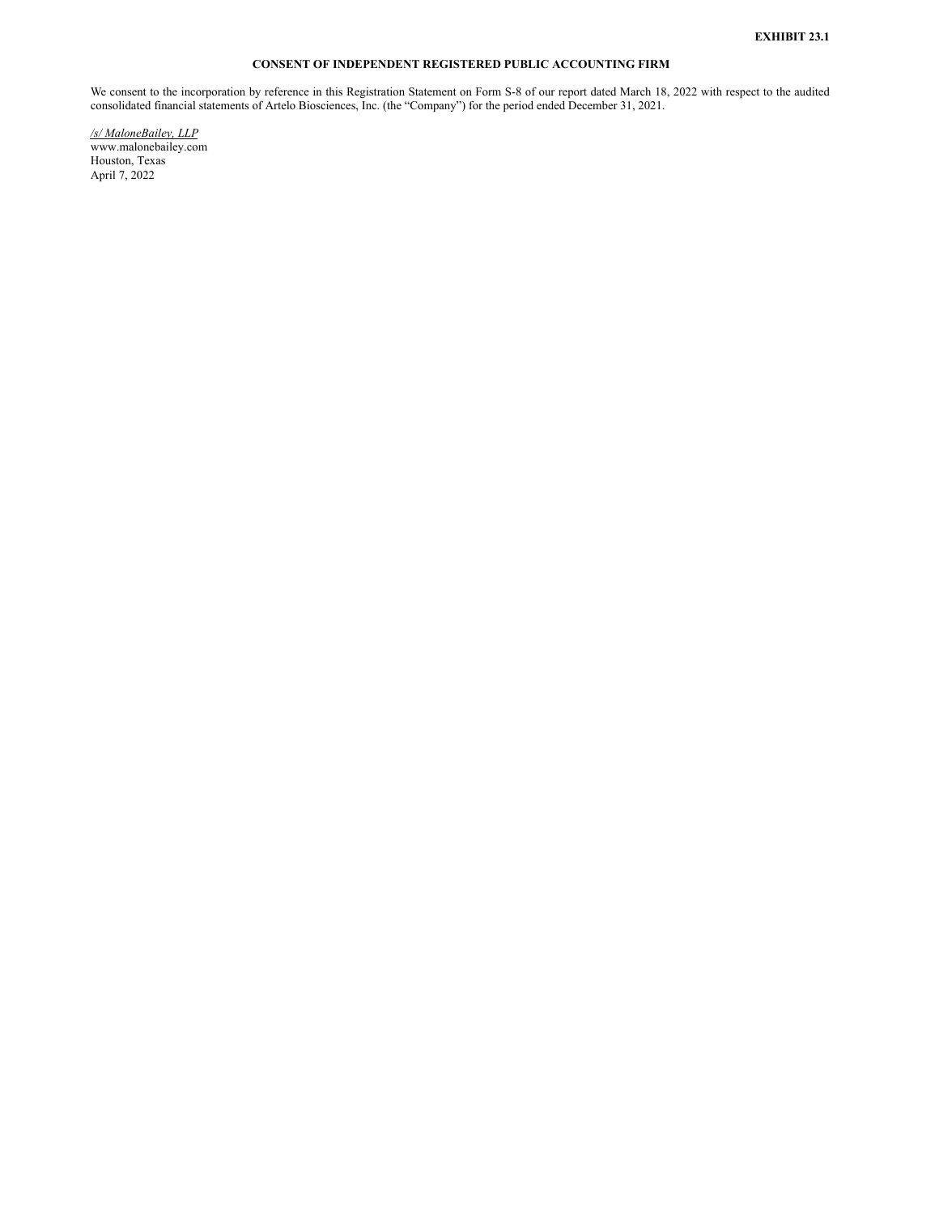**EXHIBIT 23.1**

**CONSENT OF INDEPENDENT REGISTERED PUBLIC ACCOUNTING FIRM**

We consent to the incorporation by reference in this Registration Statement on Form S-8 of our report dated March 18, 2022 with respect to the audited consolidated financial statements of Artelo Biosciences, Inc. (the "Company") for the period ended December 31, 2021.

*/s/ MaloneBailey, LLP*
www.malonebailey.com
Houston, Texas
April 7, 2022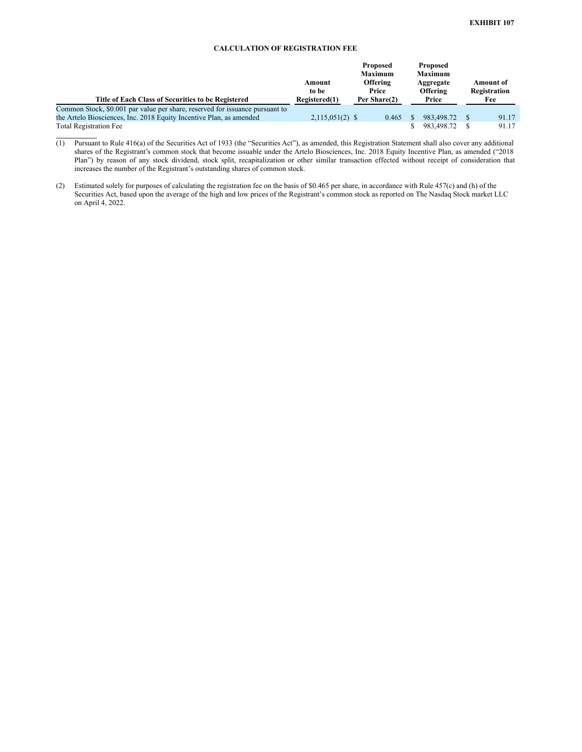**EXHIBIT 107**

**CALCULATION OF REGISTRATION FEE**

| Title of Each Class of Securities to be Registered | Amount to be Registered(1) | Proposed Maximum Offering Price Per Share(2) | Proposed Maximum Aggregate Offering Price | Amount of Registration Fee |
|---|---|---|---|---|
| Common Stock, $0.001 par value per share, reserved for issuance pursuant to the Artelo Biosciences, Inc. 2018 Equity Incentive Plan, as amended | 2,115,051(2) | $ 0.465 | $ 983,498.72 | $ 91.17 |
| Total Registration Fee | | | $ 983,498.72 | $ 91.17 |

(1) Pursuant to Rule 416(a) of the Securities Act of 1933 (the "Securities Act"), as amended, this Registration Statement shall also cover any additional shares of the Registrant's common stock that become issuable under the Artelo Biosciences, Inc. 2018 Equity Incentive Plan, as amended ("2018 Plan") by reason of any stock dividend, stock split, recapitalization or other similar transaction effected without receipt of consideration that increases the number of the Registrant's outstanding shares of common stock.

(2) Estimated solely for purposes of calculating the registration fee on the basis of $0.465 per share, in accordance with Rule 457(c) and (h) of the Securities Act, based upon the average of the high and low prices of the Registrant's common stock as reported on The Nasdaq Stock market LLC on April 4, 2022.